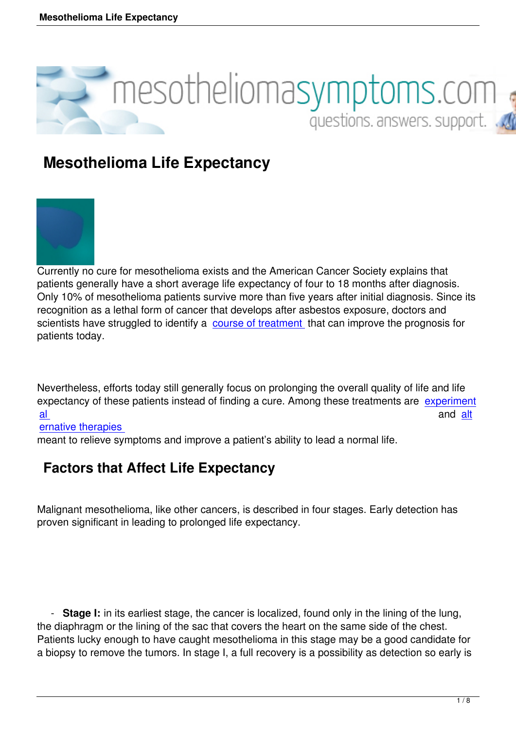# Mesothelioma Life Expectancy

Currently no cure for mesothelioma exists and the American Cancer Society explains that patients generally have a short average life expectancy of four to 18 months after diagnosis. Only 10% of mesothelioma patients survive more than five years after initial diagnosis. Since its recognition as a lethal form of cancer that develops after asbestos exposure, doctors and scientists have struggled to identify a course of treatment that can improve the prognosis for patients today.

Nevertheless, efforts today still generally focus on prolonging the overall quality of life and life expectancy of these patients instead of finding a cure. Among these treatments are experimental and alternative therapies meant to relieve symptoms and improve a patient's ability to lead a normal life.

## Factors that Affect Life Expectancy

Malignant mesothelioma, like other cancers, is described in four stages. Early detection has proven significant in leading to prolonged life expectancy.

- **Stage I:** in its earliest stage, the cancer is localized, found only in the lining of the lung, the diaphragm or the lining of the sac that covers the heart on the same side of the chest. Patients lucky enough to have caught mesothelioma in this stage may be a good candidate for a biopsy to remove the tumors. In stage I, a full recovery is a possibility as detection so early is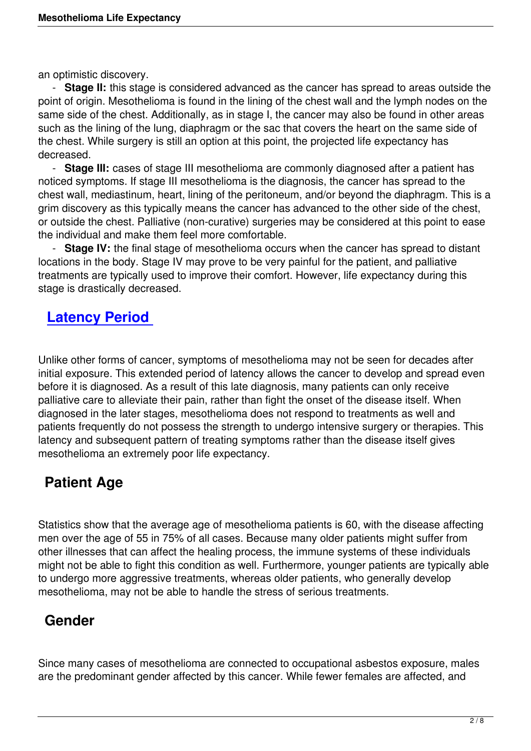an optimistic discovery.

- **Stage II:** this stage is considered advanced as the cancer has spread to areas outside the point of origin. Mesothelioma is found in the lining of the chest wall and the lymph nodes on the same side of the chest. Additionally, as in stage I, the cancer may also be found in other areas such as the lining of the lung, diaphragm or the sac that covers the heart on the same side of the chest. While surgery is still an option at this point, the projected life expectancy has decreased.
- **Stage III:** cases of stage III mesothelioma are commonly diagnosed after a patient has noticed symptoms. If stage III mesothelioma is the diagnosis, the cancer has spread to the chest wall, mediastinum, heart, lining of the peritoneum, and/or beyond the diaphragm. This is a grim discovery as this typically means the cancer has advanced to the other side of the chest, or outside the chest. Palliative (non-curative) surgeries may be considered at this point to ease the individual and make them feel more comfortable.
- **Stage IV:** the final stage of mesothelioma occurs when the cancer has spread to distant locations in the body. Stage IV may prove to be very painful for the patient, and palliative treatments are typically used to improve their comfort. However, life expectancy during this stage is drastically decreased.

## Latency Period

Unlike other forms of cancer, symptoms of mesothelioma may not be seen for decades after initial exposure. This extended period of latency allows the cancer to develop and spread even before it is diagnosed. As a result of this late diagnosis, many patients can only receive palliative care to alleviate their pain, rather than fight the onset of the disease itself. When diagnosed in the later stages, mesothelioma does not respond to treatments as well and patients frequently do not possess the strength to undergo intensive surgery or therapies. This latency and subsequent pattern of treating symptoms rather than the disease itself gives mesothelioma an extremely poor life expectancy.

## Patient Age

Statistics show that the average age of mesothelioma patients is 60, with the disease affecting men over the age of 55 in 75% of all cases. Because many older patients might suffer from other illnesses that can affect the healing process, the immune systems of these individuals might not be able to fight this condition as well. Furthermore, younger patients are typically able to undergo more aggressive treatments, whereas older patients, who generally develop mesothelioma, may not be able to handle the stress of serious treatments.

## Gender

Since many cases of mesothelioma are connected to occupational asbestos exposure, males are the predominant gender affected by this cancer. While fewer females are affected, and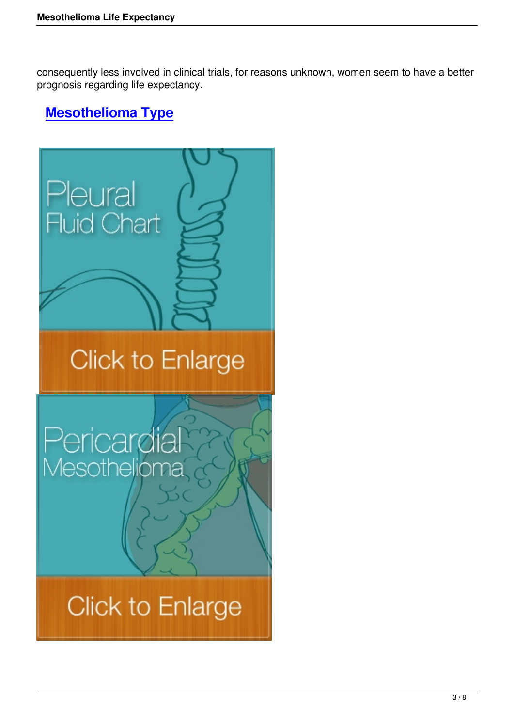consequently less involved in clinical trials, for reasons unknown, women seem to have a better prognosis regarding life expectancy.

## Mesothelioma Type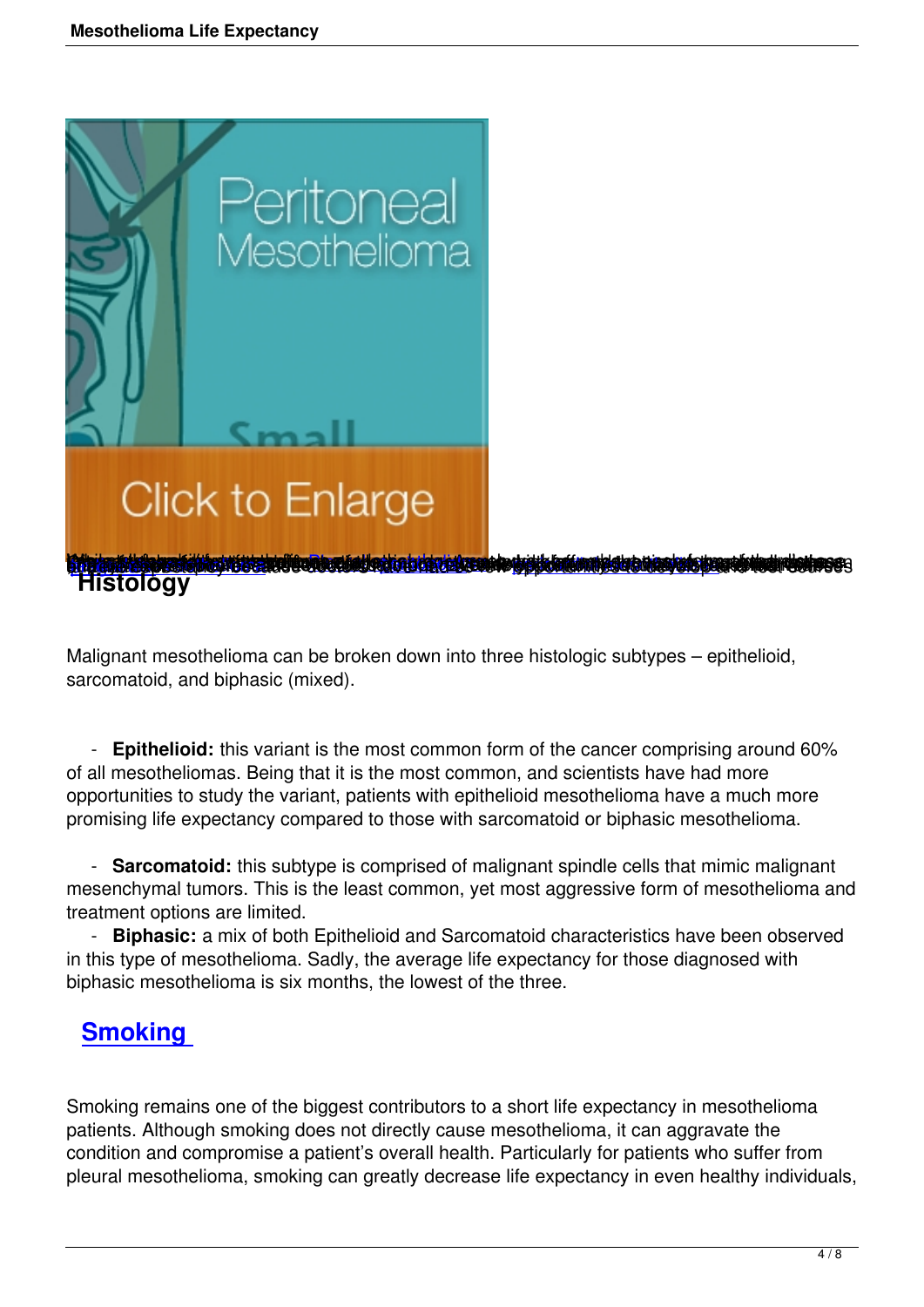## Histology

Malignant mesothelioma can be broken down into three histologic subtypes – epithelioid, sarcomatoid, and biphasic (mixed).

- **Epithelioid:** this variant is the most common form of the cancer comprising around 60% of all mesotheliomas. Being that it is the most common, and scientists have had more opportunities to study the variant, patients with epithelioid mesothelioma have a much more promising life expectancy compared to those with sarcomatoid or biphasic mesothelioma.
- **Sarcomatoid:** this subtype is comprised of malignant spindle cells that mimic malignant mesenchymal tumors. This is the least common, yet most aggressive form of mesothelioma and treatment options are limited.
- **Biphasic:** a mix of both Epithelioid and Sarcomatoid characteristics have been observed in this type of mesothelioma. Sadly, the average life expectancy for those diagnosed with biphasic mesothelioma is six months, the lowest of the three.

## Smoking

Smoking remains one of the biggest contributors to a short life expectancy in mesothelioma patients. Although smoking does not directly cause mesothelioma, it can aggravate the condition and compromise a patient's overall health. Particularly for patients who suffer from pleural mesothelioma, smoking can greatly decrease life expectancy in even healthy individuals,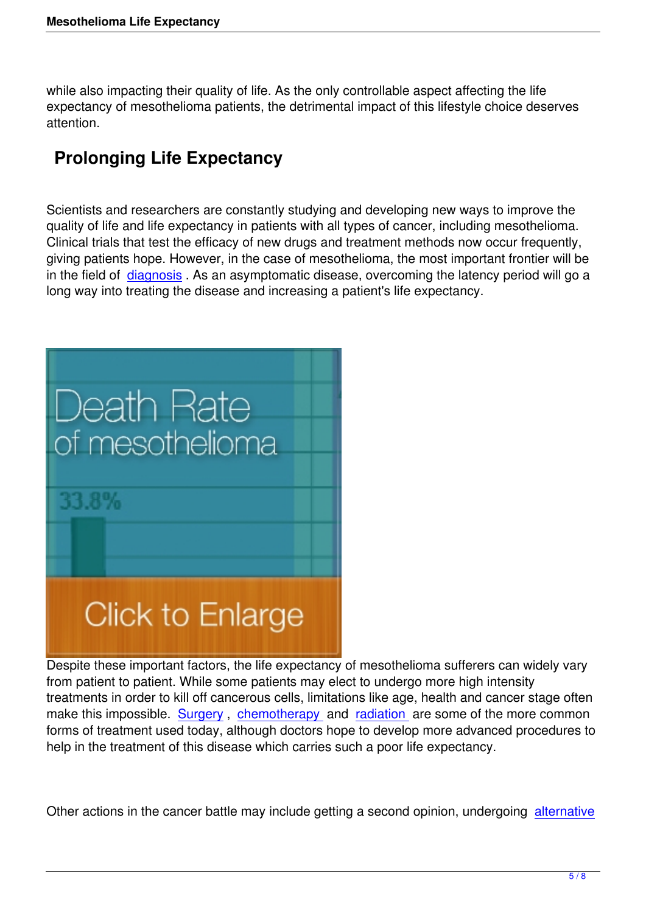while also impacting their quality of life. As the only controllable aspect affecting the life expectancy of mesothelioma patients, the detrimental impact of this lifestyle choice deserves attention.

## Prolonging Life Expectancy

Scientists and researchers are constantly studying and developing new ways to improve the quality of life and life expectancy in patients with all types of cancer, including mesothelioma. Clinical trials that test the efficacy of new drugs and treatment methods now occur frequently, giving patients hope. However, in the case of mesothelioma, the most important frontier will be in the field of diagnosis . As an asymptomatic disease, overcoming the latency period will go a long way into treating the disease and increasing a patient's life expectancy.

Death Rate
of mesothelioma
33.8%
Click to Enlarge

Despite these important factors, the life expectancy of mesothelioma sufferers can widely vary from patient to patient. While some patients may elect to undergo more high intensity treatments in order to kill off cancerous cells, limitations like age, health and cancer stage often make this impossible. Surgery , chemotherapy and radiation are some of the more common forms of treatment used today, although doctors hope to develop more advanced procedures to help in the treatment of this disease which carries such a poor life expectancy.

Other actions in the cancer battle may include getting a second opinion, undergoing alternative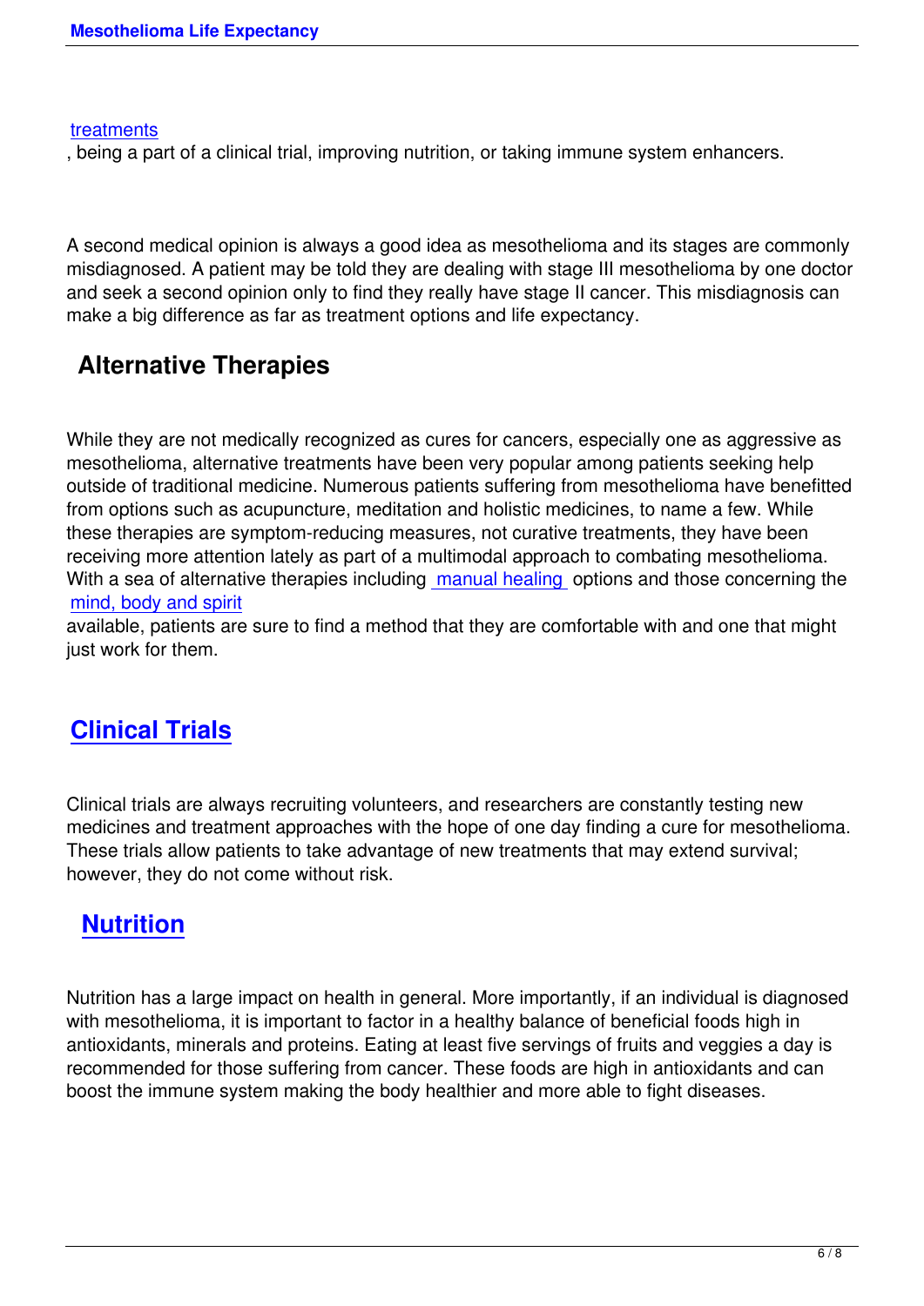treatments, being a part of a clinical trial, improving nutrition, or taking immune system enhancers.

A second medical opinion is always a good idea as mesothelioma and its stages are commonly misdiagnosed. A patient may be told they are dealing with stage III mesothelioma by one doctor and seek a second opinion only to find they really have stage II cancer. This misdiagnosis can make a big difference as far as treatment options and life expectancy.

## Alternative Therapies

While they are not medically recognized as cures for cancers, especially one as aggressive as mesothelioma, alternative treatments have been very popular among patients seeking help outside of traditional medicine. Numerous patients suffering from mesothelioma have benefitted from options such as acupuncture, meditation and holistic medicines, to name a few. While these therapies are symptom-reducing measures, not curative treatments, they have been receiving more attention lately as part of a multimodal approach to combating mesothelioma. With a sea of alternative therapies including manual healing options and those concerning the mind, body and spirit available, patients are sure to find a method that they are comfortable with and one that might just work for them.

## Clinical Trials

Clinical trials are always recruiting volunteers, and researchers are constantly testing new medicines and treatment approaches with the hope of one day finding a cure for mesothelioma. These trials allow patients to take advantage of new treatments that may extend survival; however, they do not come without risk.

## Nutrition

Nutrition has a large impact on health in general. More importantly, if an individual is diagnosed with mesothelioma, it is important to factor in a healthy balance of beneficial foods high in antioxidants, minerals and proteins. Eating at least five servings of fruits and veggies a day is recommended for those suffering from cancer. These foods are high in antioxidants and can boost the immune system making the body healthier and more able to fight diseases.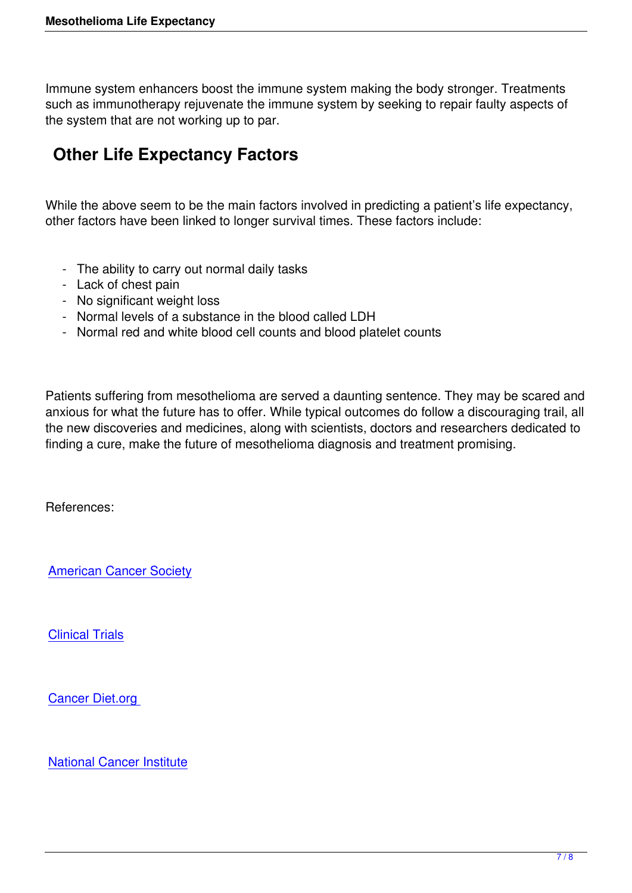Immune system enhancers boost the immune system making the body stronger. Treatments such as immunotherapy rejuvenate the immune system by seeking to repair faulty aspects of the system that are not working up to par.

## Other Life Expectancy Factors

While the above seem to be the main factors involved in predicting a patient's life expectancy, other factors have been linked to longer survival times. These factors include:

- The ability to carry out normal daily tasks
- Lack of chest pain
- No significant weight loss
- Normal levels of a substance in the blood called LDH
- Normal red and white blood cell counts and blood platelet counts

Patients suffering from mesothelioma are served a daunting sentence. They may be scared and anxious for what the future has to offer. While typical outcomes do follow a discouraging trail, all the new discoveries and medicines, along with scientists, doctors and researchers dedicated to finding a cure, make the future of mesothelioma diagnosis and treatment promising.

References:

American Cancer Society

Clinical Trials

Cancer Diet.org

National Cancer Institute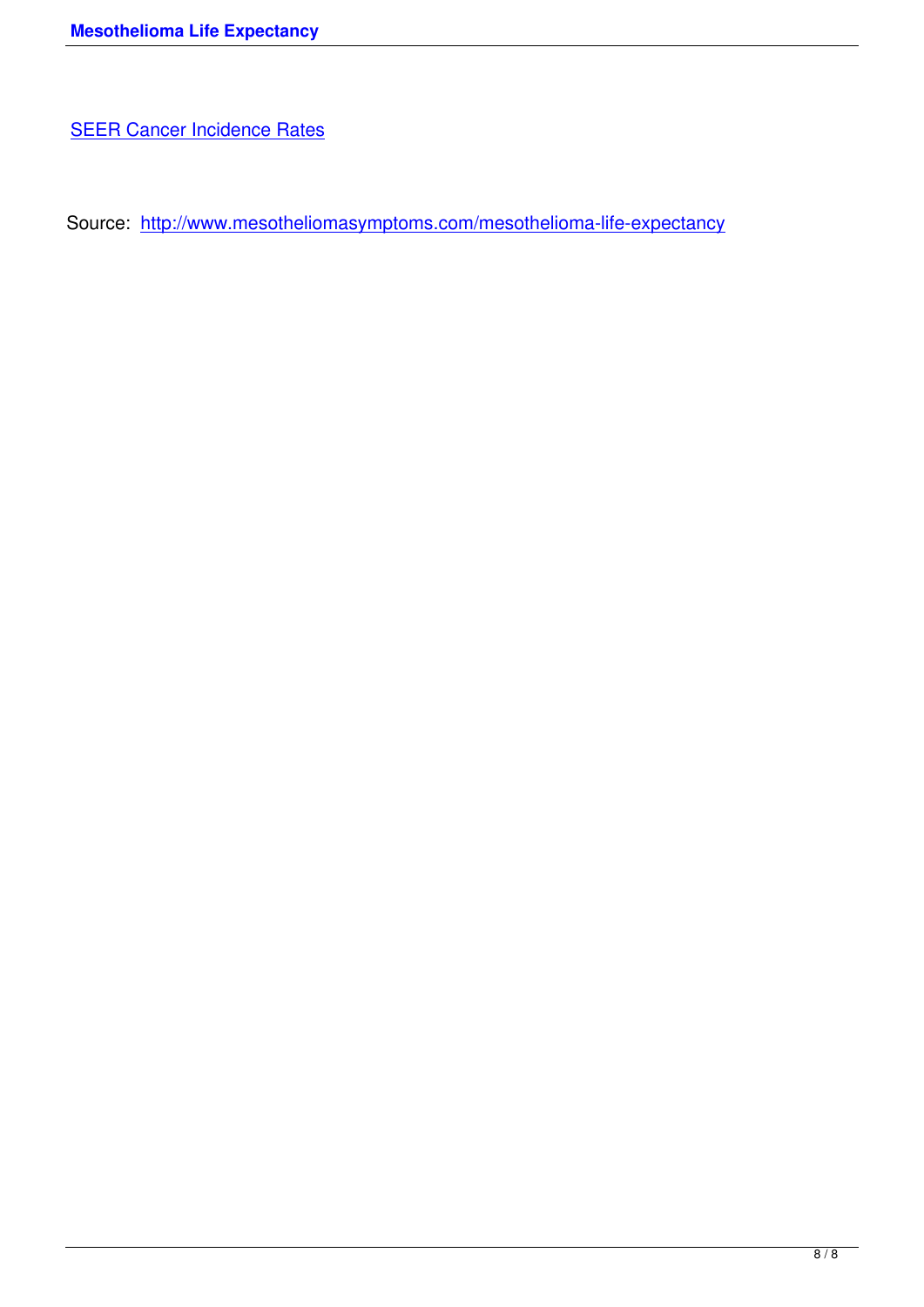SEER Cancer Incidence Rates

Source: http://www.mesotheliomasymptoms.com/mesothelioma-life-expectancy